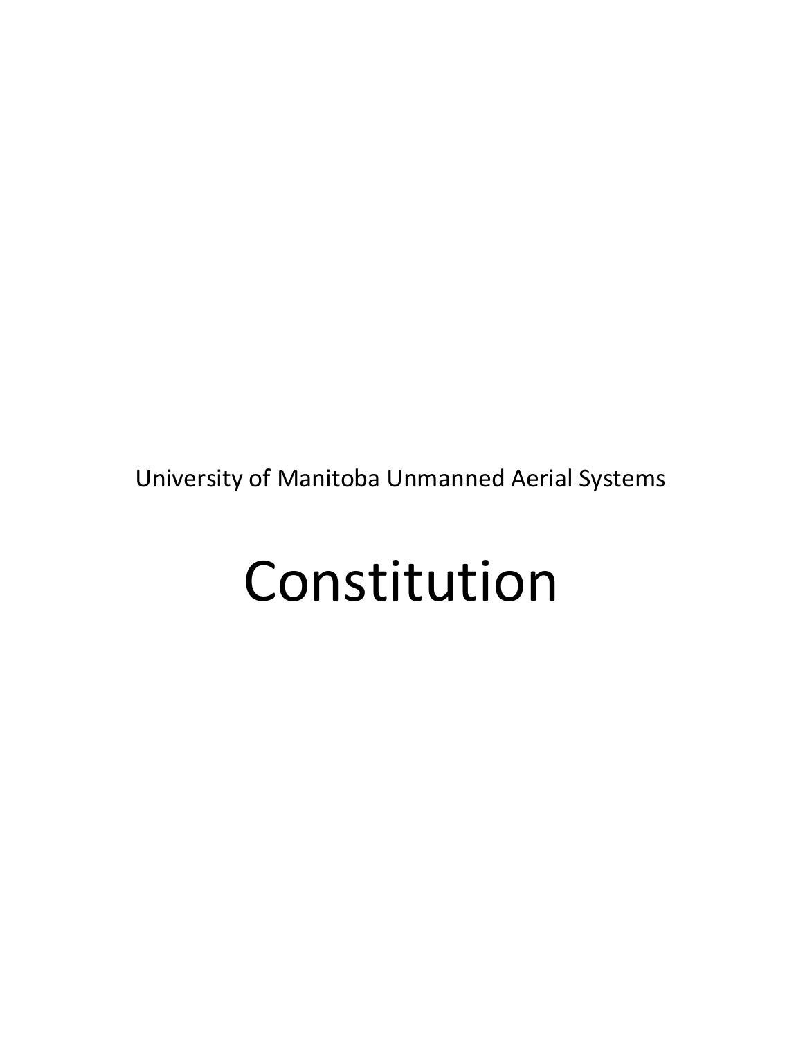University of Manitoba Unmanned Aerial Systems

# Constitution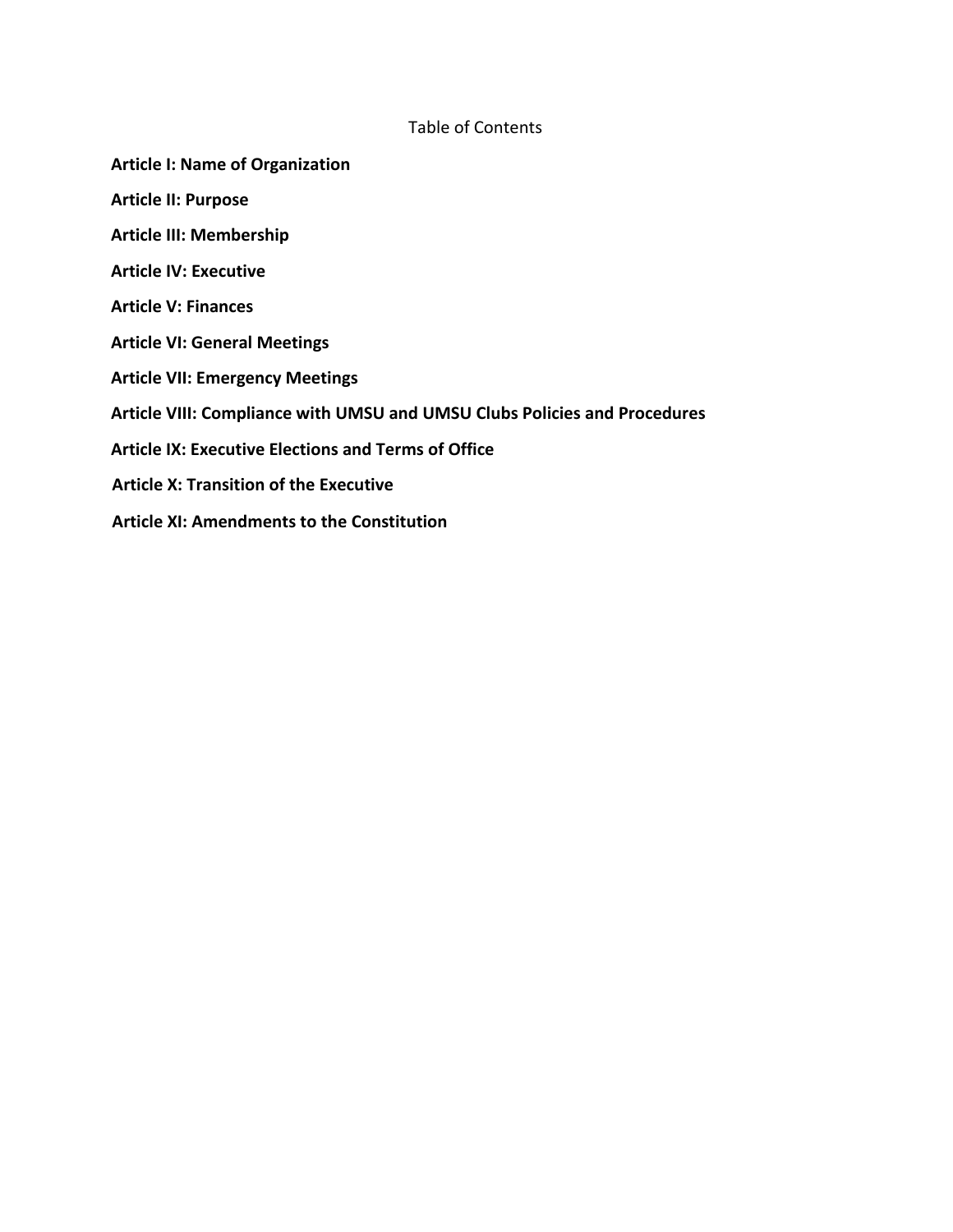# Table of Contents

**Article I: Name of Organization**

**Article II: Purpose**

**Article III: Membership**

**Article IV: Executive**

**Article V: Finances**

**Article VI: General Meetings**

**Article VII: Emergency Meetings**

**Article VIII: Compliance with UMSU and UMSU Clubs Policies and Procedures**

**Article IX: Executive Elections and Terms of Office**

**Article X: Transition of the Executive**

**Article XI: Amendments to the Constitution**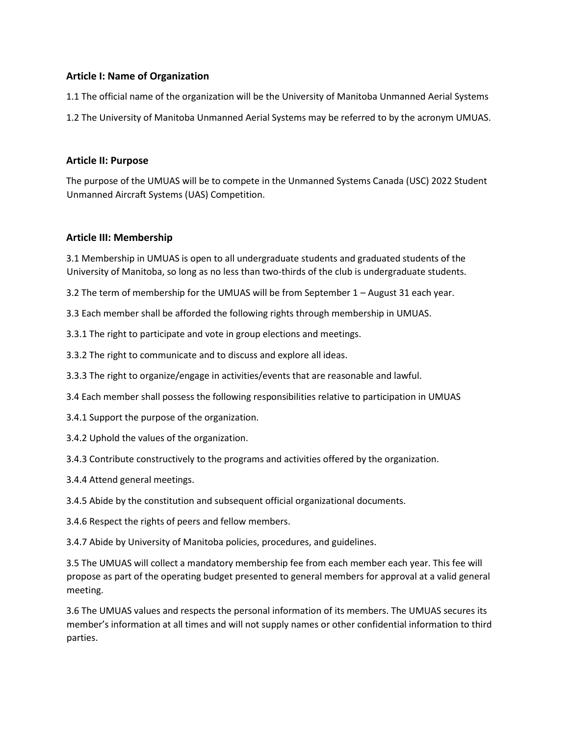### Article I: Name of Organization

1.1 The official name of the organization will be the University of Manitoba Unmanned Aerial Systems

1.2 The University of Manitoba Unmanned Aerial Systems may be referred to by the acronym UMUAS.

### Article II: Purpose

The purpose of the UMUAS will be to compete in the Unmanned Systems Canada (USC) 2022 Student Unmanned Aircraft Systems (UAS) Competition.

### Article III: Membership

3.1 Membership in UMUAS is open to all undergraduate students and graduated students of the University of Manitoba, so long as no less than two-thirds of the club is undergraduate students.

3.2 The term of membership for the UMUAS will be from September 1 – August 31 each year.

3.3 Each member shall be afforded the following rights through membership in UMUAS.

3.3.1 The right to participate and vote in group elections and meetings.

3.3.2 The right to communicate and to discuss and explore all ideas.

3.3.3 The right to organize/engage in activities/events that are reasonable and lawful.

3.4 Each member shall possess the following responsibilities relative to participation in UMUAS

3.4.1 Support the purpose of the organization.

3.4.2 Uphold the values of the organization.

3.4.3 Contribute constructively to the programs and activities offered by the organization.

3.4.4 Attend general meetings.

3.4.5 Abide by the constitution and subsequent official organizational documents.

3.4.6 Respect the rights of peers and fellow members.

3.4.7 Abide by University of Manitoba policies, procedures, and guidelines.

3.5 The UMUAS will collect a mandatory membership fee from each member each year. This fee will propose as part of the operating budget presented to general members for approval at a valid general meeting.

3.6 The UMUAS values and respects the personal information of its members. The UMUAS secures its member's information at all times and will not supply names or other confidential information to third parties.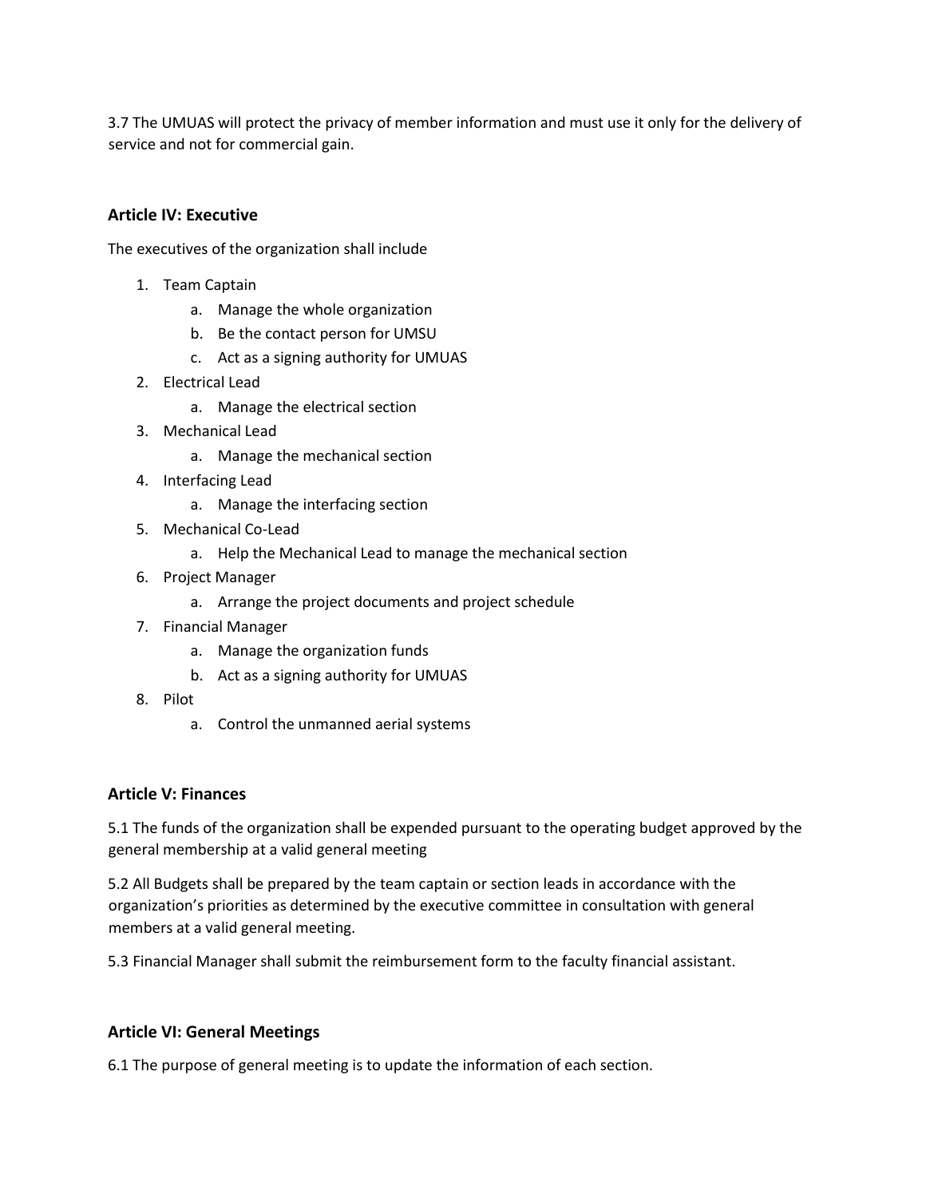3.7 The UMUAS will protect the privacy of member information and must use it only for the delivery of service and not for commercial gain.

### Article IV: Executive

The executives of the organization shall include

1. Team Captain
    a. Manage the whole organization
    b. Be the contact person for UMSU
    c. Act as a signing authority for UMUAS
2. Electrical Lead
    a. Manage the electrical section
3. Mechanical Lead
    a. Manage the mechanical section
4. Interfacing Lead
    a. Manage the interfacing section
5. Mechanical Co-Lead
    a. Help the Mechanical Lead to manage the mechanical section
6. Project Manager
    a. Arrange the project documents and project schedule
7. Financial Manager
    a. Manage the organization funds
    b. Act as a signing authority for UMUAS
8. Pilot
    a. Control the unmanned aerial systems

### Article V: Finances

5.1 The funds of the organization shall be expended pursuant to the operating budget approved by the general membership at a valid general meeting

5.2 All Budgets shall be prepared by the team captain or section leads in accordance with the organization's priorities as determined by the executive committee in consultation with general members at a valid general meeting.

5.3 Financial Manager shall submit the reimbursement form to the faculty financial assistant.

### Article VI: General Meetings

6.1 The purpose of general meeting is to update the information of each section.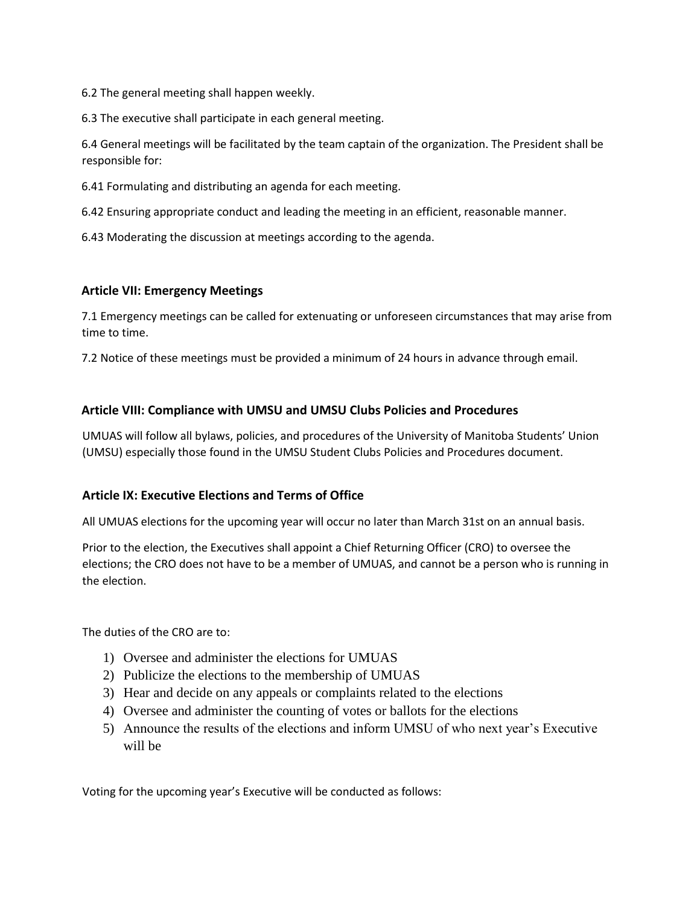6.2 The general meeting shall happen weekly.

6.3 The executive shall participate in each general meeting.

6.4 General meetings will be facilitated by the team captain of the organization. The President shall be responsible for:

6.41 Formulating and distributing an agenda for each meeting.

6.42 Ensuring appropriate conduct and leading the meeting in an efficient, reasonable manner.

6.43 Moderating the discussion at meetings according to the agenda.

## Article VII: Emergency Meetings

7.1 Emergency meetings can be called for extenuating or unforeseen circumstances that may arise from time to time.

7.2 Notice of these meetings must be provided a minimum of 24 hours in advance through email.

## Article VIII: Compliance with UMSU and UMSU Clubs Policies and Procedures

UMUAS will follow all bylaws, policies, and procedures of the University of Manitoba Students' Union (UMSU) especially those found in the UMSU Student Clubs Policies and Procedures document.

## Article IX: Executive Elections and Terms of Office

All UMUAS elections for the upcoming year will occur no later than March 31st on an annual basis.

Prior to the election, the Executives shall appoint a Chief Returning Officer (CRO) to oversee the elections; the CRO does not have to be a member of UMUAS, and cannot be a person who is running in the election.

The duties of the CRO are to:

1) Oversee and administer the elections for UMUAS
2) Publicize the elections to the membership of UMUAS
3) Hear and decide on any appeals or complaints related to the elections
4) Oversee and administer the counting of votes or ballots for the elections
5) Announce the results of the elections and inform UMSU of who next year's Executive will be

Voting for the upcoming year's Executive will be conducted as follows: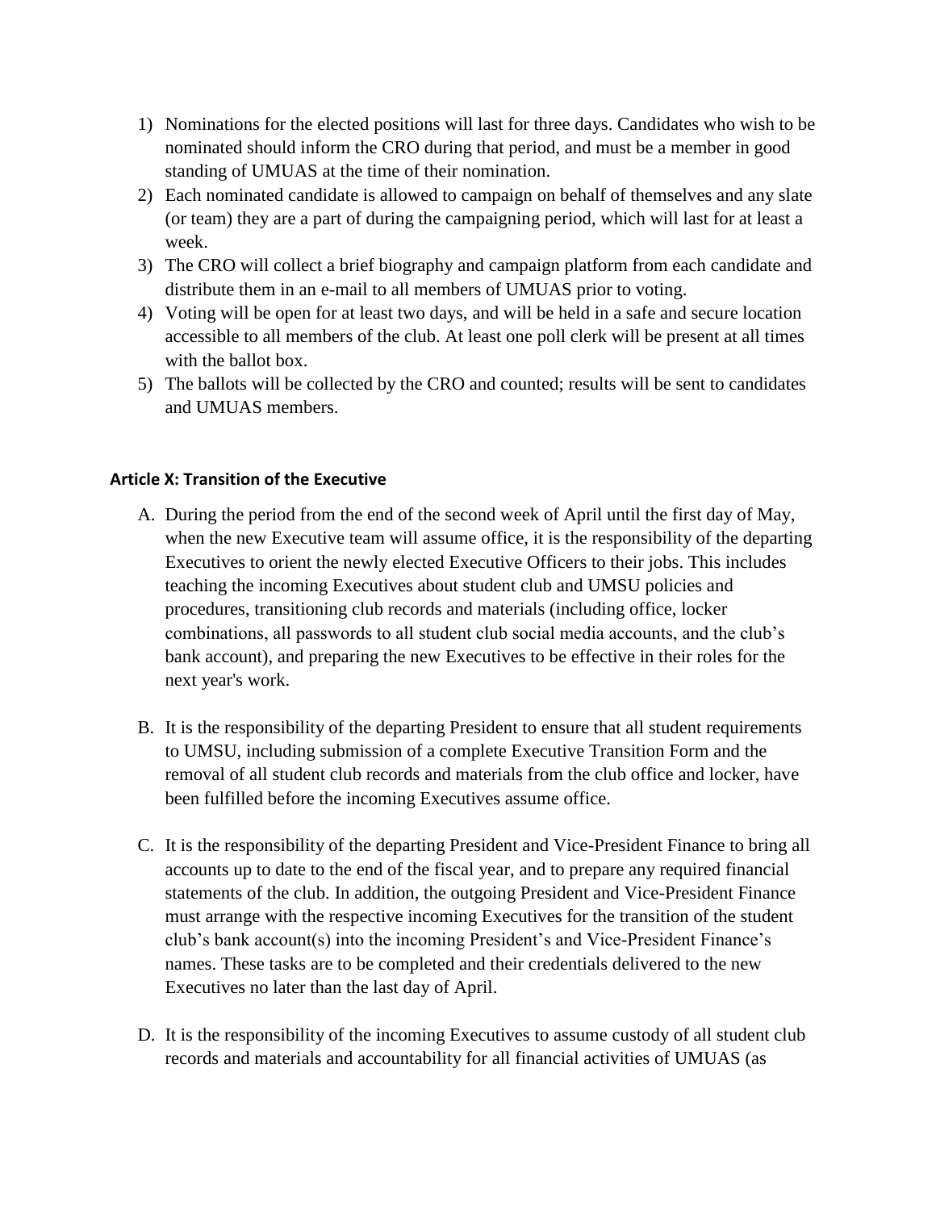1) Nominations for the elected positions will last for three days. Candidates who wish to be nominated should inform the CRO during that period, and must be a member in good standing of UMUAS at the time of their nomination.
2) Each nominated candidate is allowed to campaign on behalf of themselves and any slate (or team) they are a part of during the campaigning period, which will last for at least a week.
3) The CRO will collect a brief biography and campaign platform from each candidate and distribute them in an e-mail to all members of UMUAS prior to voting.
4) Voting will be open for at least two days, and will be held in a safe and secure location accessible to all members of the club. At least one poll clerk will be present at all times with the ballot box.
5) The ballots will be collected by the CRO and counted; results will be sent to candidates and UMUAS members.

### Article X: Transition of the Executive

A. During the period from the end of the second week of April until the first day of May, when the new Executive team will assume office, it is the responsibility of the departing Executives to orient the newly elected Executive Officers to their jobs. This includes teaching the incoming Executives about student club and UMSU policies and procedures, transitioning club records and materials (including office, locker combinations, all passwords to all student club social media accounts, and the club's bank account), and preparing the new Executives to be effective in their roles for the next year's work.

B. It is the responsibility of the departing President to ensure that all student requirements to UMSU, including submission of a complete Executive Transition Form and the removal of all student club records and materials from the club office and locker, have been fulfilled before the incoming Executives assume office.

C. It is the responsibility of the departing President and Vice-President Finance to bring all accounts up to date to the end of the fiscal year, and to prepare any required financial statements of the club. In addition, the outgoing President and Vice-President Finance must arrange with the respective incoming Executives for the transition of the student club's bank account(s) into the incoming President's and Vice-President Finance's names. These tasks are to be completed and their credentials delivered to the new Executives no later than the last day of April.

D. It is the responsibility of the incoming Executives to assume custody of all student club records and materials and accountability for all financial activities of UMUAS (as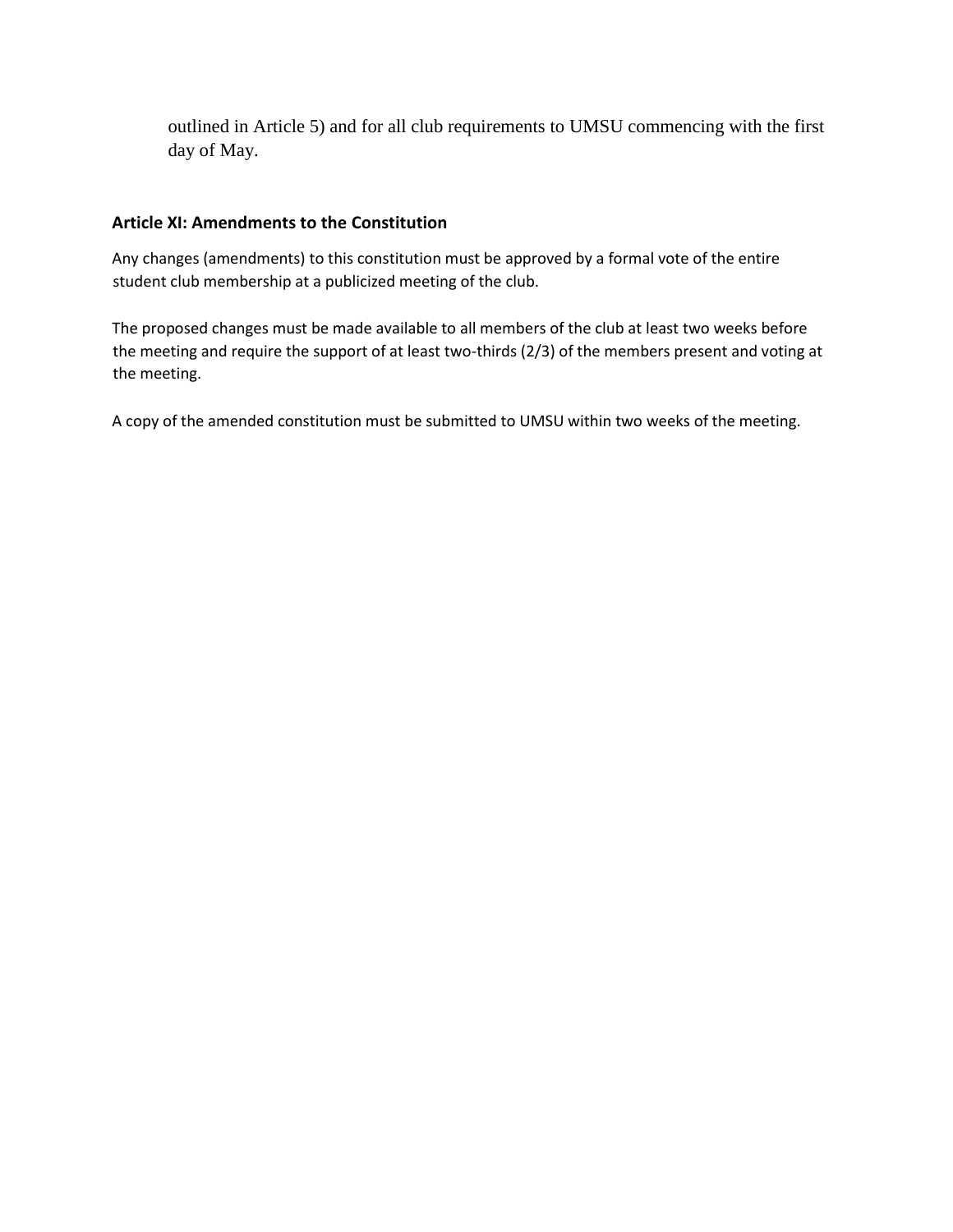outlined in Article 5) and for all club requirements to UMSU commencing with the first day of May.

### Article XI: Amendments to the Constitution

Any changes (amendments) to this constitution must be approved by a formal vote of the entire student club membership at a publicized meeting of the club.

The proposed changes must be made available to all members of the club at least two weeks before the meeting and require the support of at least two-thirds (2/3) of the members present and voting at the meeting.

A copy of the amended constitution must be submitted to UMSU within two weeks of the meeting.